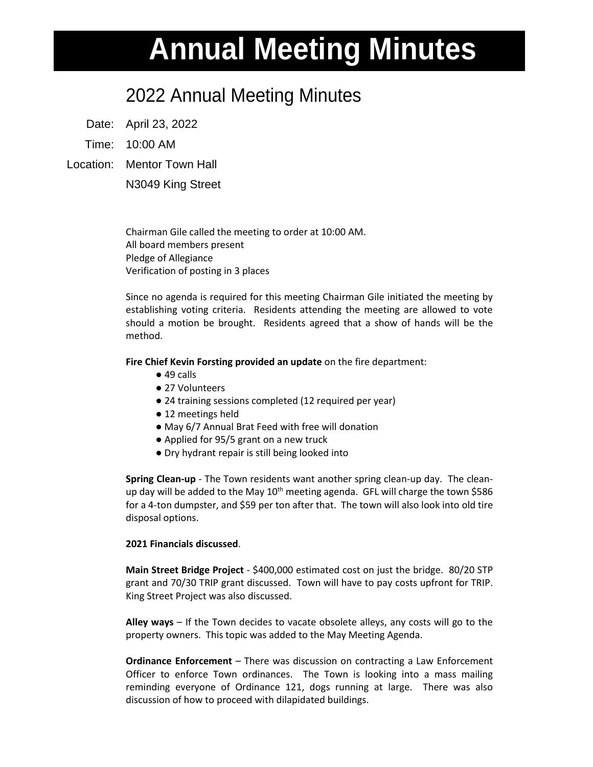# Annual Meeting Minutes

## 2022 Annual Meeting Minutes

Date: April 23, 2022

Time: 10:00 AM

Location: Mentor Town Hall
N3049 King Street

Chairman Gile called the meeting to order at 10:00 AM.
All board members present
Pledge of Allegiance
Verification of posting in 3 places

Since no agenda is required for this meeting Chairman Gile initiated the meeting by establishing voting criteria. Residents attending the meeting are allowed to vote should a motion be brought. Residents agreed that a show of hands will be the method.

**Fire Chief Kevin Forsting provided an update** on the fire department:

- 49 calls
- 27 Volunteers
- 24 training sessions completed (12 required per year)
- 12 meetings held
- May 6/7 Annual Brat Feed with free will donation
- Applied for 95/5 grant on a new truck
- Dry hydrant repair is still being looked into

**Spring Clean-up** - The Town residents want another spring clean-up day. The clean-up day will be added to the May 10th meeting agenda. GFL will charge the town $586 for a 4-ton dumpster, and $59 per ton after that. The town will also look into old tire disposal options.

**2021 Financials discussed**.

**Main Street Bridge Project** - $400,000 estimated cost on just the bridge. 80/20 STP grant and 70/30 TRIP grant discussed. Town will have to pay costs upfront for TRIP. King Street Project was also discussed.

**Alley ways** – If the Town decides to vacate obsolete alleys, any costs will go to the property owners. This topic was added to the May Meeting Agenda.

**Ordinance Enforcement** – There was discussion on contracting a Law Enforcement Officer to enforce Town ordinances. The Town is looking into a mass mailing reminding everyone of Ordinance 121, dogs running at large. There was also discussion of how to proceed with dilapidated buildings.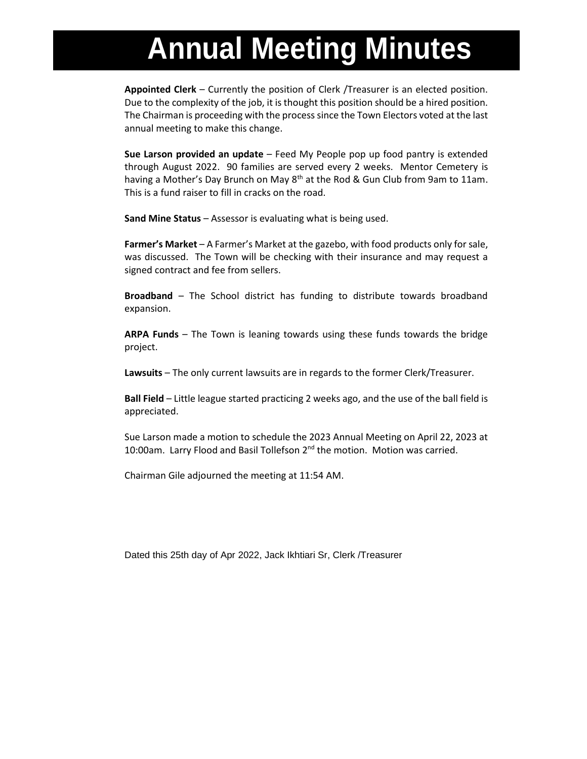# Annual Meeting Minutes

**Appointed Clerk** – Currently the position of Clerk /Treasurer is an elected position. Due to the complexity of the job, it is thought this position should be a hired position. The Chairman is proceeding with the process since the Town Electors voted at the last annual meeting to make this change.

**Sue Larson provided an update** – Feed My People pop up food pantry is extended through August 2022. 90 families are served every 2 weeks. Mentor Cemetery is having a Mother's Day Brunch on May 8th at the Rod & Gun Club from 9am to 11am. This is a fund raiser to fill in cracks on the road.

**Sand Mine Status** – Assessor is evaluating what is being used.

**Farmer's Market** – A Farmer's Market at the gazebo, with food products only for sale, was discussed. The Town will be checking with their insurance and may request a signed contract and fee from sellers.

**Broadband** – The School district has funding to distribute towards broadband expansion.

**ARPA Funds** – The Town is leaning towards using these funds towards the bridge project.

**Lawsuits** – The only current lawsuits are in regards to the former Clerk/Treasurer.

**Ball Field** – Little league started practicing 2 weeks ago, and the use of the ball field is appreciated.

Sue Larson made a motion to schedule the 2023 Annual Meeting on April 22, 2023 at 10:00am. Larry Flood and Basil Tollefson 2nd the motion. Motion was carried.

Chairman Gile adjourned the meeting at 11:54 AM.

Dated this 25th day of Apr 2022, Jack Ikhtiari Sr, Clerk /Treasurer